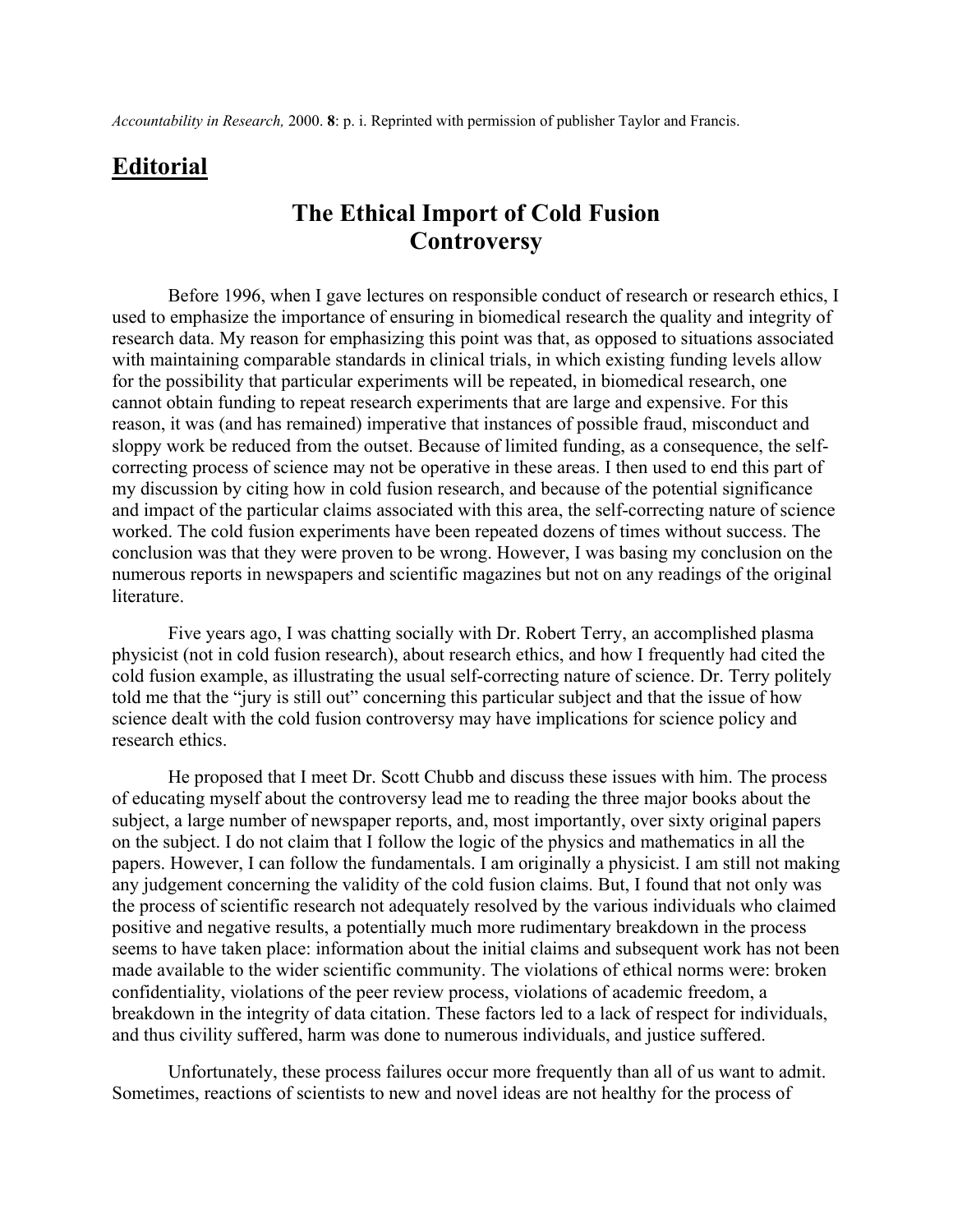*Accountability in Research,* 2000. **8**: p. i. Reprinted with permission of publisher Taylor and Francis.

## **Editorial**

# The Ethical Import of Cold Fusion Controversy

Before 1996, when I gave lectures on responsible conduct of research or research ethics, I used to emphasize the importance of ensuring in biomedical research the quality and integrity of research data. My reason for emphasizing this point was that, as opposed to situations associated with maintaining comparable standards in clinical trials, in which existing funding levels allow for the possibility that particular experiments will be repeated, in biomedical research, one cannot obtain funding to repeat research experiments that are large and expensive. For this reason, it was (and has remained) imperative that instances of possible fraud, misconduct and sloppy work be reduced from the outset. Because of limited funding, as a consequence, the self-correcting process of science may not be operative in these areas. I then used to end this part of my discussion by citing how in cold fusion research, and because of the potential significance and impact of the particular claims associated with this area, the self-correcting nature of science worked. The cold fusion experiments have been repeated dozens of times without success. The conclusion was that they were proven to be wrong. However, I was basing my conclusion on the numerous reports in newspapers and scientific magazines but not on any readings of the original literature.

Five years ago, I was chatting socially with Dr. Robert Terry, an accomplished plasma physicist (not in cold fusion research), about research ethics, and how I frequently had cited the cold fusion example, as illustrating the usual self-correcting nature of science. Dr. Terry politely told me that the "jury is still out" concerning this particular subject and that the issue of how science dealt with the cold fusion controversy may have implications for science policy and research ethics.

He proposed that I meet Dr. Scott Chubb and discuss these issues with him. The process of educating myself about the controversy lead me to reading the three major books about the subject, a large number of newspaper reports, and, most importantly, over sixty original papers on the subject. I do not claim that I follow the logic of the physics and mathematics in all the papers. However, I can follow the fundamentals. I am originally a physicist. I am still not making any judgement concerning the validity of the cold fusion claims. But, I found that not only was the process of scientific research not adequately resolved by the various individuals who claimed positive and negative results, a potentially much more rudimentary breakdown in the process seems to have taken place: information about the initial claims and subsequent work has not been made available to the wider scientific community. The violations of ethical norms were: broken confidentiality, violations of the peer review process, violations of academic freedom, a breakdown in the integrity of data citation. These factors led to a lack of respect for individuals, and thus civility suffered, harm was done to numerous individuals, and justice suffered.

Unfortunately, these process failures occur more frequently than all of us want to admit. Sometimes, reactions of scientists to new and novel ideas are not healthy for the process of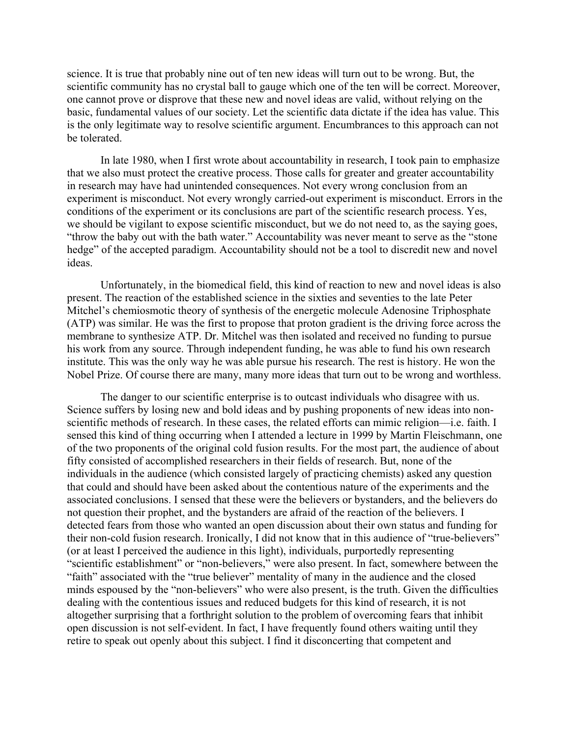science. It is true that probably nine out of ten new ideas will turn out to be wrong. But, the scientific community has no crystal ball to gauge which one of the ten will be correct. Moreover, one cannot prove or disprove that these new and novel ideas are valid, without relying on the basic, fundamental values of our society. Let the scientific data dictate if the idea has value. This is the only legitimate way to resolve scientific argument. Encumbrances to this approach can not be tolerated.

In late 1980, when I first wrote about accountability in research, I took pain to emphasize that we also must protect the creative process. Those calls for greater and greater accountability in research may have had unintended consequences. Not every wrong conclusion from an experiment is misconduct. Not every wrongly carried-out experiment is misconduct. Errors in the conditions of the experiment or its conclusions are part of the scientific research process. Yes, we should be vigilant to expose scientific misconduct, but we do not need to, as the saying goes, "throw the baby out with the bath water." Accountability was never meant to serve as the "stone hedge" of the accepted paradigm. Accountability should not be a tool to discredit new and novel ideas.

Unfortunately, in the biomedical field, this kind of reaction to new and novel ideas is also present. The reaction of the established science in the sixties and seventies to the late Peter Mitchel's chemiosmotic theory of synthesis of the energetic molecule Adenosine Triphosphate (ATP) was similar. He was the first to propose that proton gradient is the driving force across the membrane to synthesize ATP. Dr. Mitchel was then isolated and received no funding to pursue his work from any source. Through independent funding, he was able to fund his own research institute. This was the only way he was able pursue his research. The rest is history. He won the Nobel Prize. Of course there are many, many more ideas that turn out to be wrong and worthless.

The danger to our scientific enterprise is to outcast individuals who disagree with us. Science suffers by losing new and bold ideas and by pushing proponents of new ideas into non-scientific methods of research. In these cases, the related efforts can mimic religion—i.e. faith. I sensed this kind of thing occurring when I attended a lecture in 1999 by Martin Fleischmann, one of the two proponents of the original cold fusion results. For the most part, the audience of about fifty consisted of accomplished researchers in their fields of research. But, none of the individuals in the audience (which consisted largely of practicing chemists) asked any question that could and should have been asked about the contentious nature of the experiments and the associated conclusions. I sensed that these were the believers or bystanders, and the believers do not question their prophet, and the bystanders are afraid of the reaction of the believers. I detected fears from those who wanted an open discussion about their own status and funding for their non-cold fusion research. Ironically, I did not know that in this audience of "true-believers" (or at least I perceived the audience in this light), individuals, purportedly representing "scientific establishment" or "non-believers," were also present. In fact, somewhere between the "faith" associated with the "true believer" mentality of many in the audience and the closed minds espoused by the "non-believers" who were also present, is the truth. Given the difficulties dealing with the contentious issues and reduced budgets for this kind of research, it is not altogether surprising that a forthright solution to the problem of overcoming fears that inhibit open discussion is not self-evident. In fact, I have frequently found others waiting until they retire to speak out openly about this subject. I find it disconcerting that competent and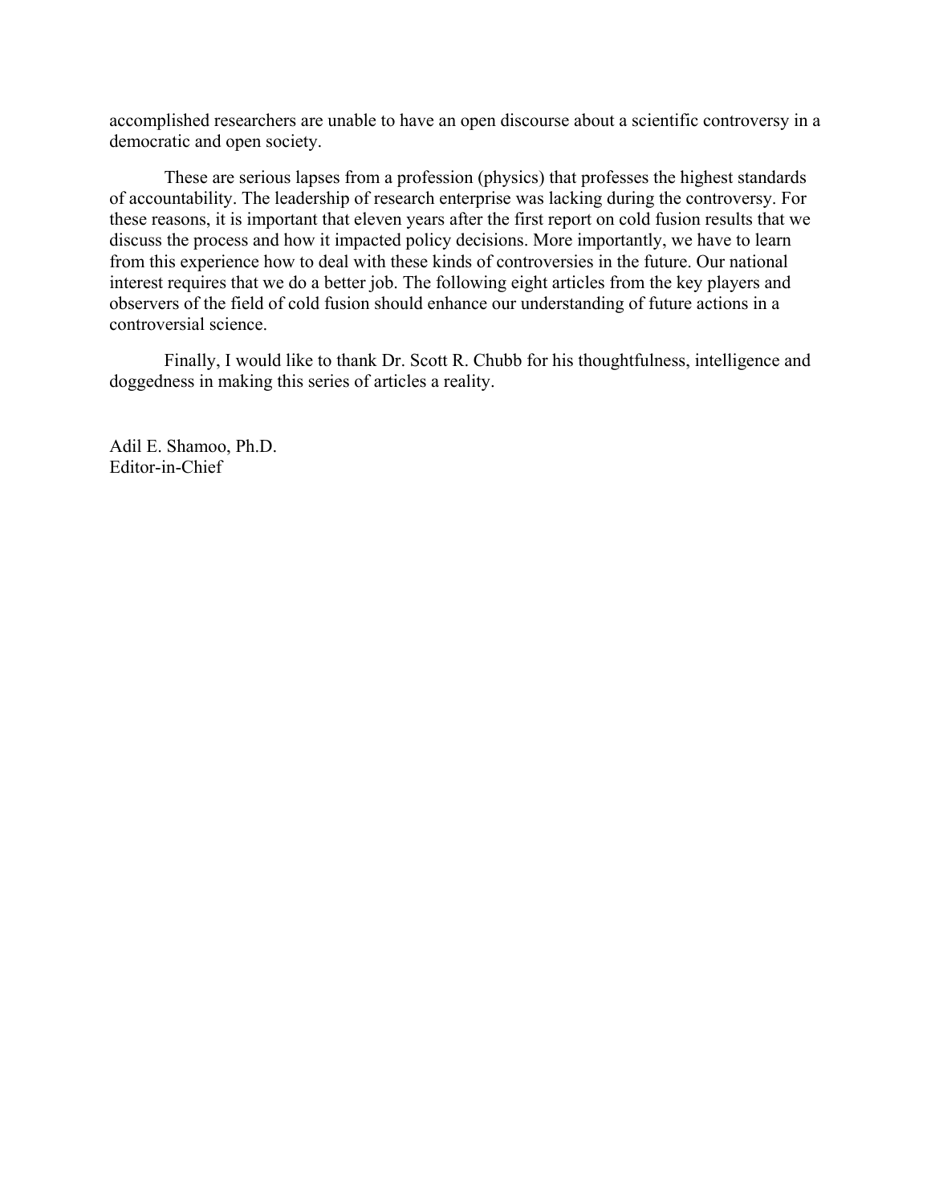accomplished researchers are unable to have an open discourse about a scientific controversy in a democratic and open society.

These are serious lapses from a profession (physics) that professes the highest standards of accountability. The leadership of research enterprise was lacking during the controversy. For these reasons, it is important that eleven years after the first report on cold fusion results that we discuss the process and how it impacted policy decisions. More importantly, we have to learn from this experience how to deal with these kinds of controversies in the future. Our national interest requires that we do a better job. The following eight articles from the key players and observers of the field of cold fusion should enhance our understanding of future actions in a controversial science.

Finally, I would like to thank Dr. Scott R. Chubb for his thoughtfulness, intelligence and doggedness in making this series of articles a reality.

Adil E. Shamoo, Ph.D.
Editor-in-Chief